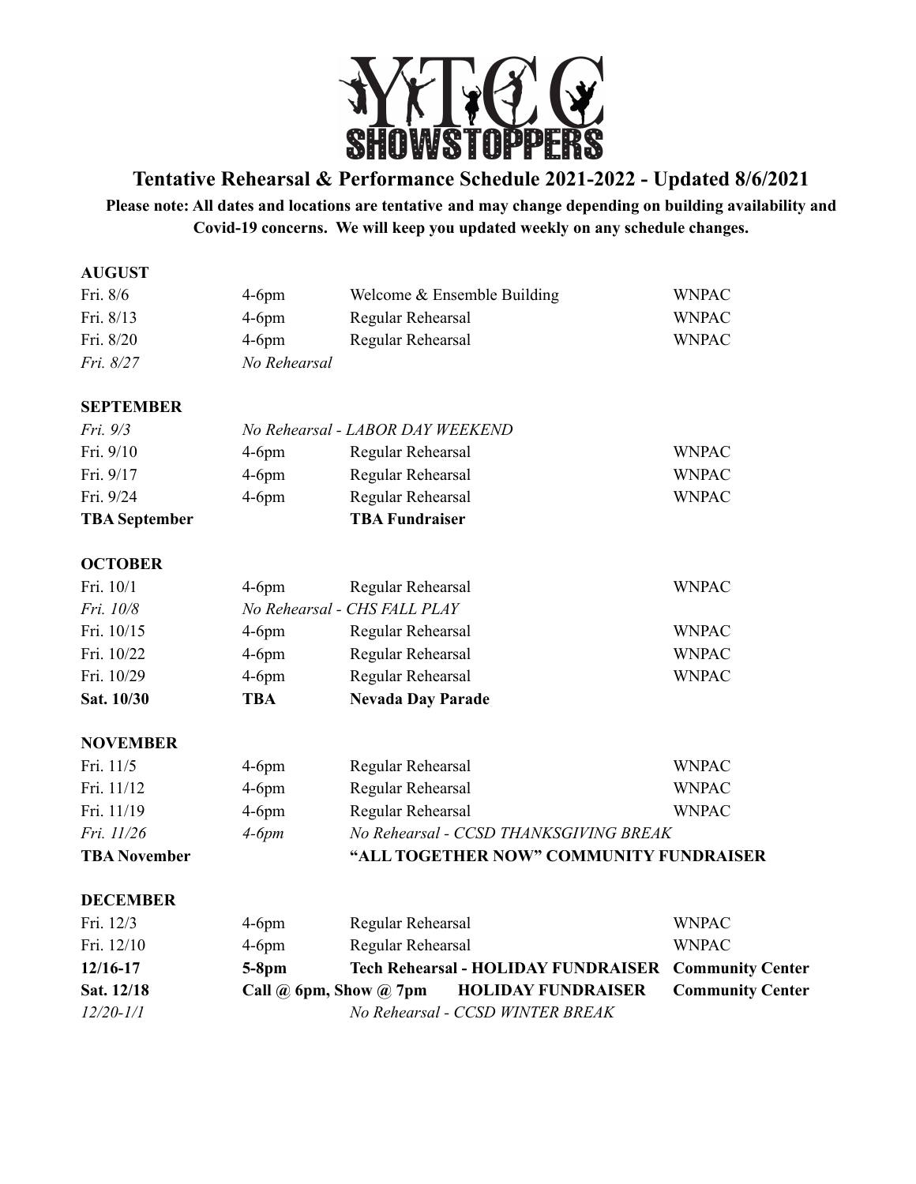# YTCC SHOWSTOPPERS

## Tentative Rehearsal & Performance Schedule 2021-2022 - Updated 8/6/2021

**Please note: All dates and locations are tentative and may change depending on building availability and Covid-19 concerns. We will keep you updated weekly on any schedule changes.**

**AUGUST**

| Date | Time | Event | Location |
|---|---|---|---|
| Fri. 8/6 | 4-6pm | Welcome & Ensemble Building | WNPAC |
| Fri. 8/13 | 4-6pm | Regular Rehearsal | WNPAC |
| Fri. 8/20 | 4-6pm | Regular Rehearsal | WNPAC |
| *Fri. 8/27* | *No Rehearsal* | | |

**SEPTEMBER**

| Date | Time | Event | Location |
|---|---|---|---|
| *Fri. 9/3* | *No Rehearsal - LABOR DAY WEEKEND* | | |
| Fri. 9/10 | 4-6pm | Regular Rehearsal | WNPAC |
| Fri. 9/17 | 4-6pm | Regular Rehearsal | WNPAC |
| Fri. 9/24 | 4-6pm | Regular Rehearsal | WNPAC |
| **TBA September** | | **TBA Fundraiser** | |

**OCTOBER**

| Date | Time | Event | Location |
|---|---|---|---|
| Fri. 10/1 | 4-6pm | Regular Rehearsal | WNPAC |
| *Fri. 10/8* | *No Rehearsal - CHS FALL PLAY* | | |
| Fri. 10/15 | 4-6pm | Regular Rehearsal | WNPAC |
| Fri. 10/22 | 4-6pm | Regular Rehearsal | WNPAC |
| Fri. 10/29 | 4-6pm | Regular Rehearsal | WNPAC |
| **Sat. 10/30** | **TBA** | **Nevada Day Parade** | |

**NOVEMBER**

| Date | Time | Event | Location |
|---|---|---|---|
| Fri. 11/5 | 4-6pm | Regular Rehearsal | WNPAC |
| Fri. 11/12 | 4-6pm | Regular Rehearsal | WNPAC |
| Fri. 11/19 | 4-6pm | Regular Rehearsal | WNPAC |
| *Fri. 11/26* | *4-6pm* | *No Rehearsal - CCSD THANKSGIVING BREAK* | |
| **TBA November** | | **"ALL TOGETHER NOW" COMMUNITY FUNDRAISER** | |

**DECEMBER**

| Date | Time | Event | Location |
|---|---|---|---|
| Fri. 12/3 | 4-6pm | Regular Rehearsal | WNPAC |
| Fri. 12/10 | 4-6pm | Regular Rehearsal | WNPAC |
| **12/16-17** | **5-8pm** | **Tech Rehearsal - HOLIDAY FUNDRAISER** | **Community Center** |
| **Sat. 12/18** | **Call @ 6pm, Show @ 7pm** | **HOLIDAY FUNDRAISER** | **Community Center** |
| *12/20-1/1* | | *No Rehearsal - CCSD WINTER BREAK* | |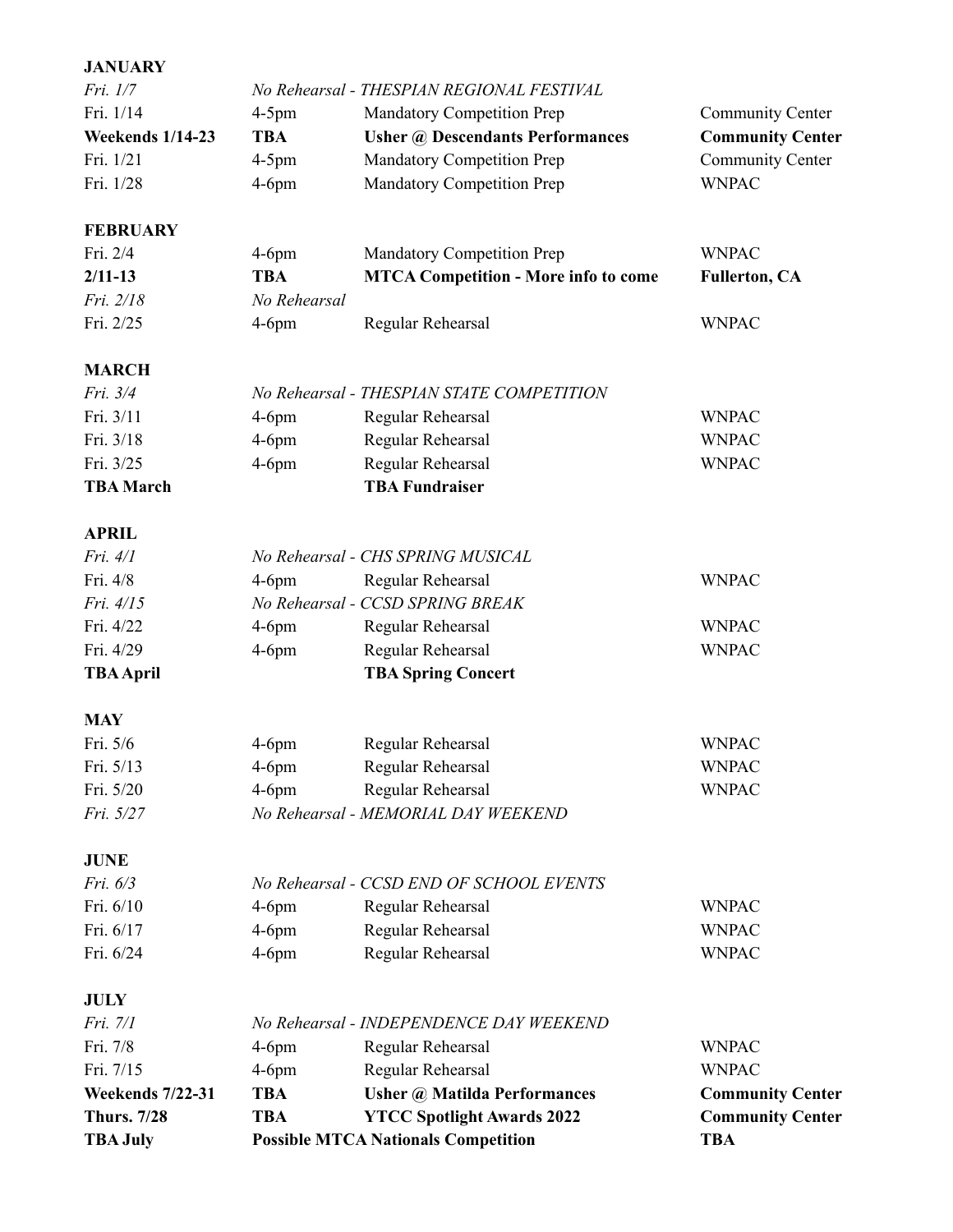**JANUARY**

| | | | |
|---|---|---|---|
| *Fri. 1/7* | *No Rehearsal - THESPIAN REGIONAL FESTIVAL* | | |
| Fri. 1/14 | 4-5pm | Mandatory Competition Prep | Community Center |
| **Weekends 1/14-23** | **TBA** | **Usher @ Descendants Performances** | **Community Center** |
| Fri. 1/21 | 4-5pm | Mandatory Competition Prep | Community Center |
| Fri. 1/28 | 4-6pm | Mandatory Competition Prep | WNPAC |

**FEBRUARY**

| | | | |
|---|---|---|---|
| Fri. 2/4 | 4-6pm | Mandatory Competition Prep | WNPAC |
| **2/11-13** | **TBA** | **MTCA Competition - More info to come** | **Fullerton, CA** |
| *Fri. 2/18* | *No Rehearsal* | | |
| Fri. 2/25 | 4-6pm | Regular Rehearsal | WNPAC |

**MARCH**

| | | | |
|---|---|---|---|
| *Fri. 3/4* | *No Rehearsal - THESPIAN STATE COMPETITION* | | |
| Fri. 3/11 | 4-6pm | Regular Rehearsal | WNPAC |
| Fri. 3/18 | 4-6pm | Regular Rehearsal | WNPAC |
| Fri. 3/25 | 4-6pm | Regular Rehearsal | WNPAC |
| **TBA March** | | **TBA Fundraiser** | |

**APRIL**

| | | | |
|---|---|---|---|
| *Fri. 4/1* | *No Rehearsal - CHS SPRING MUSICAL* | | |
| Fri. 4/8 | 4-6pm | Regular Rehearsal | WNPAC |
| *Fri. 4/15* | *No Rehearsal - CCSD SPRING BREAK* | | |
| Fri. 4/22 | 4-6pm | Regular Rehearsal | WNPAC |
| Fri. 4/29 | 4-6pm | Regular Rehearsal | WNPAC |
| **TBA April** | | **TBA Spring Concert** | |

**MAY**

| | | | |
|---|---|---|---|
| Fri. 5/6 | 4-6pm | Regular Rehearsal | WNPAC |
| Fri. 5/13 | 4-6pm | Regular Rehearsal | WNPAC |
| Fri. 5/20 | 4-6pm | Regular Rehearsal | WNPAC |
| *Fri. 5/27* | *No Rehearsal - MEMORIAL DAY WEEKEND* | | |

**JUNE**

| | | | |
|---|---|---|---|
| *Fri. 6/3* | *No Rehearsal - CCSD END OF SCHOOL EVENTS* | | |
| Fri. 6/10 | 4-6pm | Regular Rehearsal | WNPAC |
| Fri. 6/17 | 4-6pm | Regular Rehearsal | WNPAC |
| Fri. 6/24 | 4-6pm | Regular Rehearsal | WNPAC |

**JULY**

| | | | |
|---|---|---|---|
| *Fri. 7/1* | *No Rehearsal - INDEPENDENCE DAY WEEKEND* | | |
| Fri. 7/8 | 4-6pm | Regular Rehearsal | WNPAC |
| Fri. 7/15 | 4-6pm | Regular Rehearsal | WNPAC |
| **Weekends 7/22-31** | **TBA** | **Usher @ Matilda Performances** | **Community Center** |
| **Thurs. 7/28** | **TBA** | **YTCC Spotlight Awards 2022** | **Community Center** |
| **TBA July** | **Possible MTCA Nationals Competition** | | **TBA** |